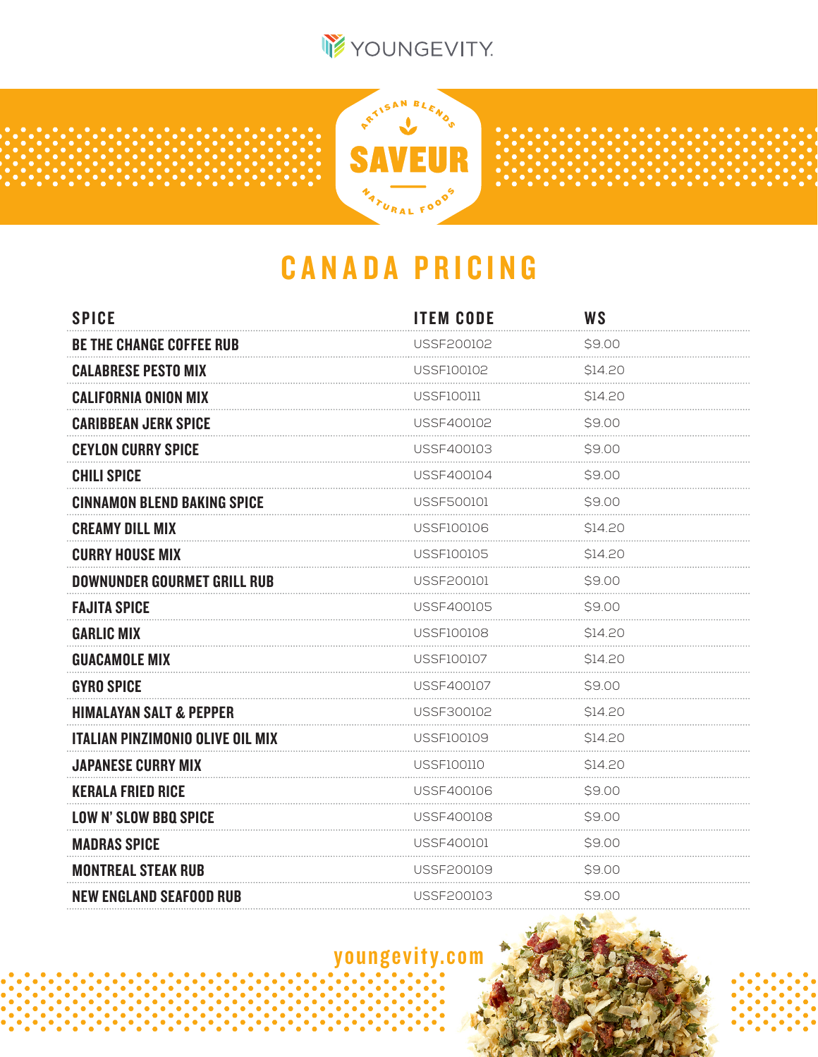YOUNGEVITY

ARTISAN BLENDS

# SAVEUR

NATURAL FOODS

## CANADA PRICING

| SPICE | ITEM CODE | WS |
| --- | --- | --- |
| BE THE CHANGE COFFEE RUB | USSF200102 | $9.00 |
| CALABRESE PESTO MIX | USSF100102 | $14.20 |
| CALIFORNIA ONION MIX | USSF100111 | $14.20 |
| CARIBBEAN JERK SPICE | USSF400102 | $9.00 |
| CEYLON CURRY SPICE | USSF400103 | $9.00 |
| CHILI SPICE | USSF400104 | $9.00 |
| CINNAMON BLEND BAKING SPICE | USSF500101 | $9.00 |
| CREAMY DILL MIX | USSF100106 | $14.20 |
| CURRY HOUSE MIX | USSF100105 | $14.20 |
| DOWNUNDER GOURMET GRILL RUB | USSF200101 | $9.00 |
| FAJITA SPICE | USSF400105 | $9.00 |
| GARLIC MIX | USSF100108 | $14.20 |
| GUACAMOLE MIX | USSF100107 | $14.20 |
| GYRO SPICE | USSF400107 | $9.00 |
| HIMALAYAN SALT & PEPPER | USSF300102 | $14.20 |
| ITALIAN PINZIMONIO OLIVE OIL MIX | USSF100109 | $14.20 |
| JAPANESE CURRY MIX | USSF100110 | $14.20 |
| KERALA FRIED RICE | USSF400106 | $9.00 |
| LOW N' SLOW BBQ SPICE | USSF400108 | $9.00 |
| MADRAS SPICE | USSF400101 | $9.00 |
| MONTREAL STEAK RUB | USSF200109 | $9.00 |
| NEW ENGLAND SEAFOOD RUB | USSF200103 | $9.00 |

youngevity.com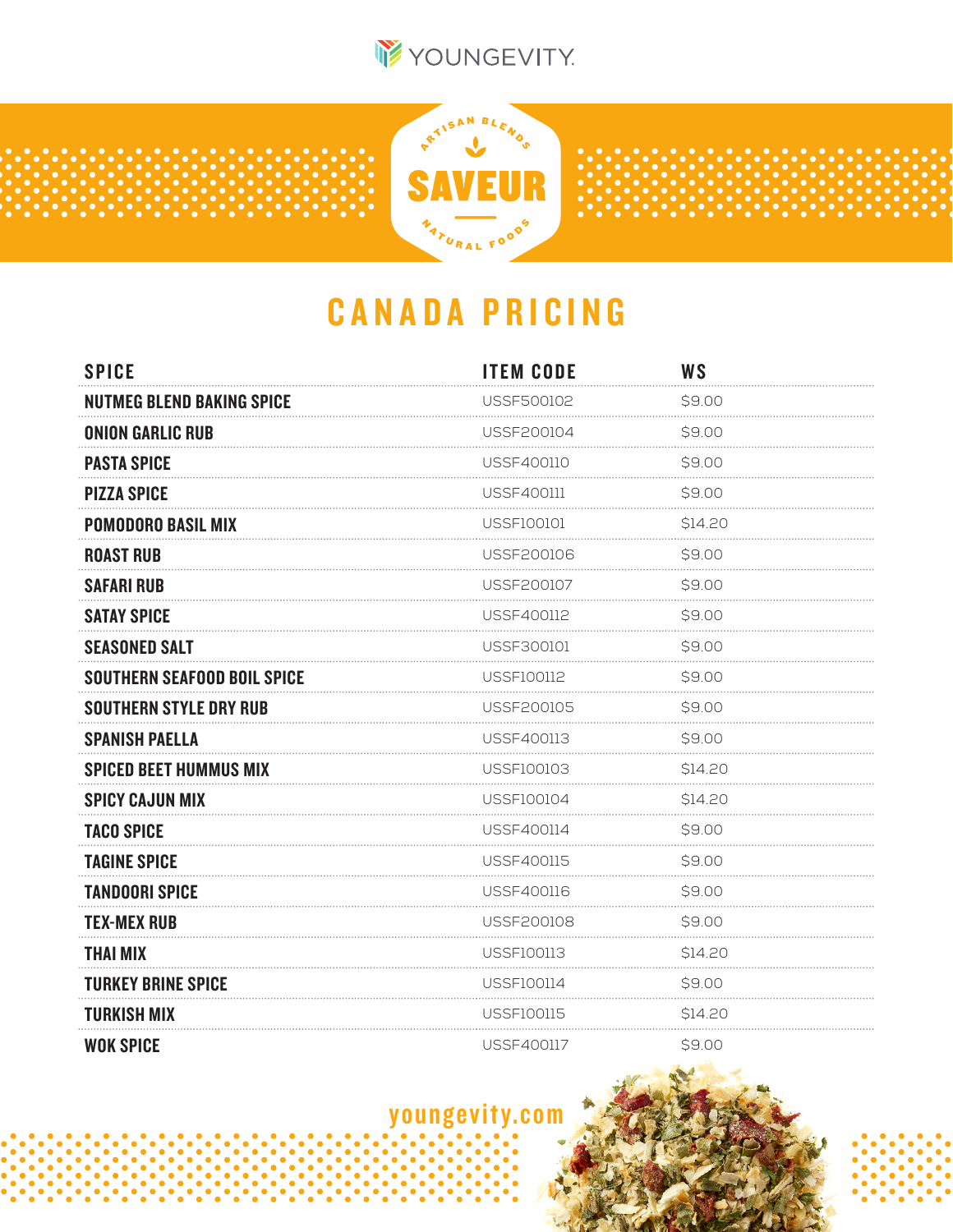YOUNGEVITY

ARTISAN BLENDS

SAVEUR

NATURAL FOODS

# CANADA PRICING

| SPICE | ITEM CODE | WS |
|---|---|---|
| NUTMEG BLEND BAKING SPICE | USSF500102 | $9.00 |
| ONION GARLIC RUB | USSF200104 | $9.00 |
| PASTA SPICE | USSF400110 | $9.00 |
| PIZZA SPICE | USSF400111 | $9.00 |
| POMODORO BASIL MIX | USSF100101 | $14.20 |
| ROAST RUB | USSF200106 | $9.00 |
| SAFARI RUB | USSF200107 | $9.00 |
| SATAY SPICE | USSF400112 | $9.00 |
| SEASONED SALT | USSF300101 | $9.00 |
| SOUTHERN SEAFOOD BOIL SPICE | USSF100112 | $9.00 |
| SOUTHERN STYLE DRY RUB | USSF200105 | $9.00 |
| SPANISH PAELLA | USSF400113 | $9.00 |
| SPICED BEET HUMMUS MIX | USSF100103 | $14.20 |
| SPICY CAJUN MIX | USSF100104 | $14.20 |
| TACO SPICE | USSF400114 | $9.00 |
| TAGINE SPICE | USSF400115 | $9.00 |
| TANDOORI SPICE | USSF400116 | $9.00 |
| TEX-MEX RUB | USSF200108 | $9.00 |
| THAI MIX | USSF100113 | $14.20 |
| TURKEY BRINE SPICE | USSF100114 | $9.00 |
| TURKISH MIX | USSF100115 | $14.20 |
| WOK SPICE | USSF400117 | $9.00 |

youngevity.com